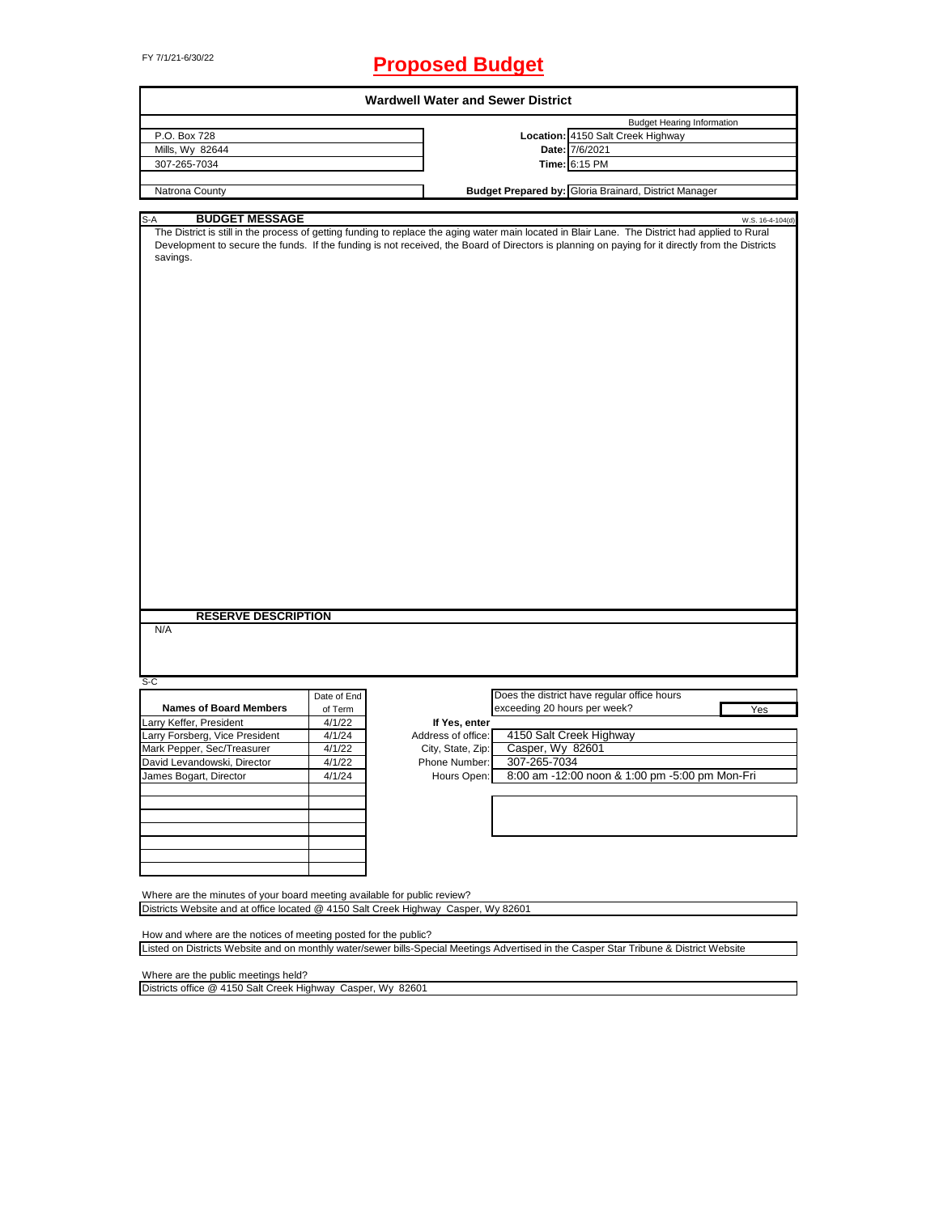FY 7/1/21-6/30/22

# Proposed Budget

## Wardwell Water and Sewer District

| | | |
|---|---|---|
| | | Budget Hearing Information |
| P.O. Box 728 | **Location:** | 4150 Salt Creek Highway |
| Mills, Wy 82644 | **Date:** | 7/6/2021 |
| 307-265-7034 | **Time:** | 6:15 PM |
| | | |
| Natrona County | **Budget Prepared by:** | Gloria Brainard, District Manager |

S-A **BUDGET MESSAGE** W.S. 16-4-104(d)

The District is still in the process of getting funding to replace the aging water main located in Blair Lane. The District had applied to Rural Development to secure the funds. If the funding is not received, the Board of Directors is planning on paying for it directly from the Districts savings.

**RESERVE DESCRIPTION**

N/A

S-C

| Names of Board Members | Date of End of Term |
|---|---|
| Larry Keffer, President | 4/1/22 |
| Larry Forsberg, Vice President | 4/1/24 |
| Mark Pepper, Sec/Treasurer | 4/1/22 |
| David Levandowski, Director | 4/1/22 |
| James Bogart, Director | 4/1/24 |

Does the district have regular office hours exceeding 20 hours per week? Yes

**If Yes, enter**

| | |
|---|---|
| Address of office: | 4150 Salt Creek Highway |
| City, State, Zip: | Casper, Wy 82601 |
| Phone Number: | 307-265-7034 |
| Hours Open: | 8:00 am -12:00 noon & 1:00 pm -5:00 pm Mon-Fri |

Where are the minutes of your board meeting available for public review?

Districts Website and at office located @ 4150 Salt Creek Highway Casper, Wy 82601

How and where are the notices of meeting posted for the public?

Listed on Districts Website and on monthly water/sewer bills-Special Meetings Advertised in the Casper Star Tribune & District Website

Where are the public meetings held?

Districts office @ 4150 Salt Creek Highway Casper, Wy 82601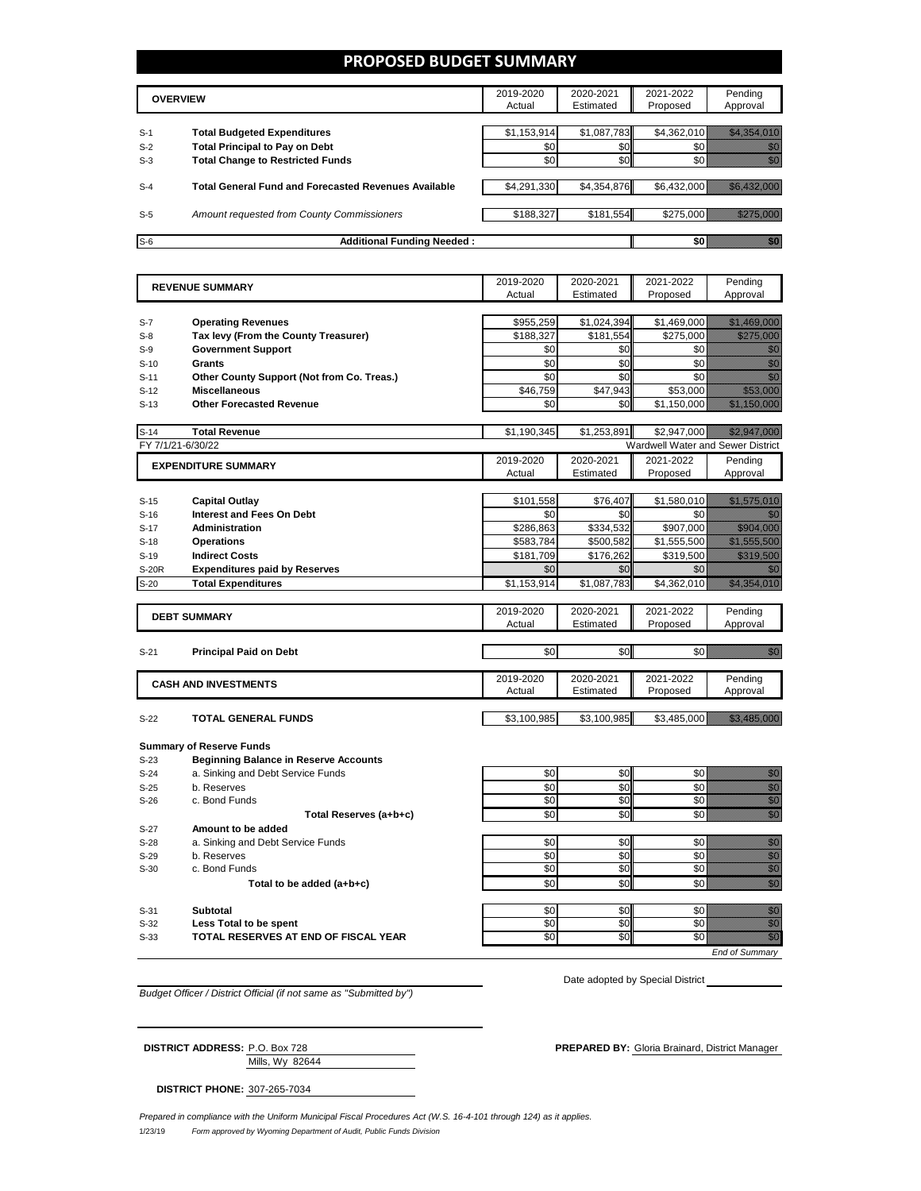# PROPOSED BUDGET SUMMARY

| | OVERVIEW | 2019-2020 Actual | 2020-2021 Estimated | 2021-2022 Proposed | Pending Approval |
|---|---|---|---|---|---|
| S-1 | **Total Budgeted Expenditures** | $1,153,914 | $1,087,783 | $4,362,010 | $4,354,010 |
| S-2 | **Total Principal to Pay on Debt** | $0 | $0 | $0 | $0 |
| S-3 | **Total Change to Restricted Funds** | $0 | $0 | $0 | $0 |
| S-4 | **Total General Fund and Forecasted Revenues Available** | $4,291,330 | $4,354,876 | $6,432,000 | $6,432,000 |
| S-5 | *Amount requested from County Commissioners* | $188,327 | $181,554 | $275,000 | $275,000 |
| S-6 | **Additional Funding Needed :** | | | $0 | $0 |

| | REVENUE SUMMARY | 2019-2020 Actual | 2020-2021 Estimated | 2021-2022 Proposed | Pending Approval |
|---|---|---|---|---|---|
| S-7 | **Operating Revenues** | $955,259 | $1,024,394 | $1,469,000 | $1,469,000 |
| S-8 | **Tax levy (From the County Treasurer)** | $188,327 | $181,554 | $275,000 | $275,000 |
| S-9 | **Government Support** | $0 | $0 | $0 | $0 |
| S-10 | **Grants** | $0 | $0 | $0 | $0 |
| S-11 | **Other County Support (Not from Co. Treas.)** | $0 | $0 | $0 | $0 |
| S-12 | **Miscellaneous** | $46,759 | $47,943 | $53,000 | $53,000 |
| S-13 | **Other Forecasted Revenue** | $0 | $0 | $1,150,000 | $1,150,000 |
| S-14 | **Total Revenue** | $1,190,345 | $1,253,891 | $2,947,000 | $2,947,000 |

FY 7/1/21-6/30/22 — Wardwell Water and Sewer District

| | EXPENDITURE SUMMARY | 2019-2020 Actual | 2020-2021 Estimated | 2021-2022 Proposed | Pending Approval |
|---|---|---|---|---|---|
| S-15 | **Capital Outlay** | $101,558 | $76,407 | $1,580,010 | $1,575,010 |
| S-16 | **Interest and Fees On Debt** | $0 | $0 | $0 | $0 |
| S-17 | **Administration** | $286,863 | $334,532 | $907,000 | $904,000 |
| S-18 | **Operations** | $583,784 | $500,582 | $1,555,500 | $1,555,500 |
| S-19 | **Indirect Costs** | $181,709 | $176,262 | $319,500 | $319,500 |
| S-20R | **Expenditures paid by Reserves** | $0 | $0 | $0 | $0 |
| S-20 | **Total Expenditures** | $1,153,914 | $1,087,783 | $4,362,010 | $4,354,010 |

| | DEBT SUMMARY | 2019-2020 Actual | 2020-2021 Estimated | 2021-2022 Proposed | Pending Approval |
|---|---|---|---|---|---|
| S-21 | **Principal Paid on Debt** | $0 | $0 | $0 | $0 |

| | CASH AND INVESTMENTS | 2019-2020 Actual | 2020-2021 Estimated | 2021-2022 Proposed | Pending Approval |
|---|---|---|---|---|---|
| S-22 | **TOTAL GENERAL FUNDS** | $3,100,985 | $3,100,985 | $3,485,000 | $3,485,000 |

**Summary of Reserve Funds**

| | | 2019-2020 Actual | 2020-2021 Estimated | 2021-2022 Proposed | Pending Approval |
|---|---|---|---|---|---|
| S-23 | **Beginning Balance in Reserve Accounts** | | | | |
| S-24 | a. Sinking and Debt Service Funds | $0 | $0 | $0 | $0 |
| S-25 | b. Reserves | $0 | $0 | $0 | $0 |
| S-26 | c. Bond Funds | $0 | $0 | $0 | $0 |
| | **Total Reserves (a+b+c)** | $0 | $0 | $0 | $0 |
| S-27 | **Amount to be added** | | | | |
| S-28 | a. Sinking and Debt Service Funds | $0 | $0 | $0 | $0 |
| S-29 | b. Reserves | $0 | $0 | $0 | $0 |
| S-30 | c. Bond Funds | $0 | $0 | $0 | $0 |
| | **Total to be added (a+b+c)** | $0 | $0 | $0 | $0 |
| S-31 | **Subtotal** | $0 | $0 | $0 | $0 |
| S-32 | **Less Total to be spent** | $0 | $0 | $0 | $0 |
| S-33 | **TOTAL RESERVES AT END OF FISCAL YEAR** | $0 | $0 | $0 | $0 |

*End of Summary*

*Budget Officer / District Official (if not same as "Submitted by")*

Date adopted by Special District

**DISTRICT ADDRESS:** P.O. Box 728
Mills, Wy 82644

**PREPARED BY:** Gloria Brainard, District Manager

**DISTRICT PHONE:** 307-265-7034

*Prepared in compliance with the Uniform Municipal Fiscal Procedures Act (W.S. 16-4-101 through 124) as it applies.*

1/23/19 *Form approved by Wyoming Department of Audit, Public Funds Division*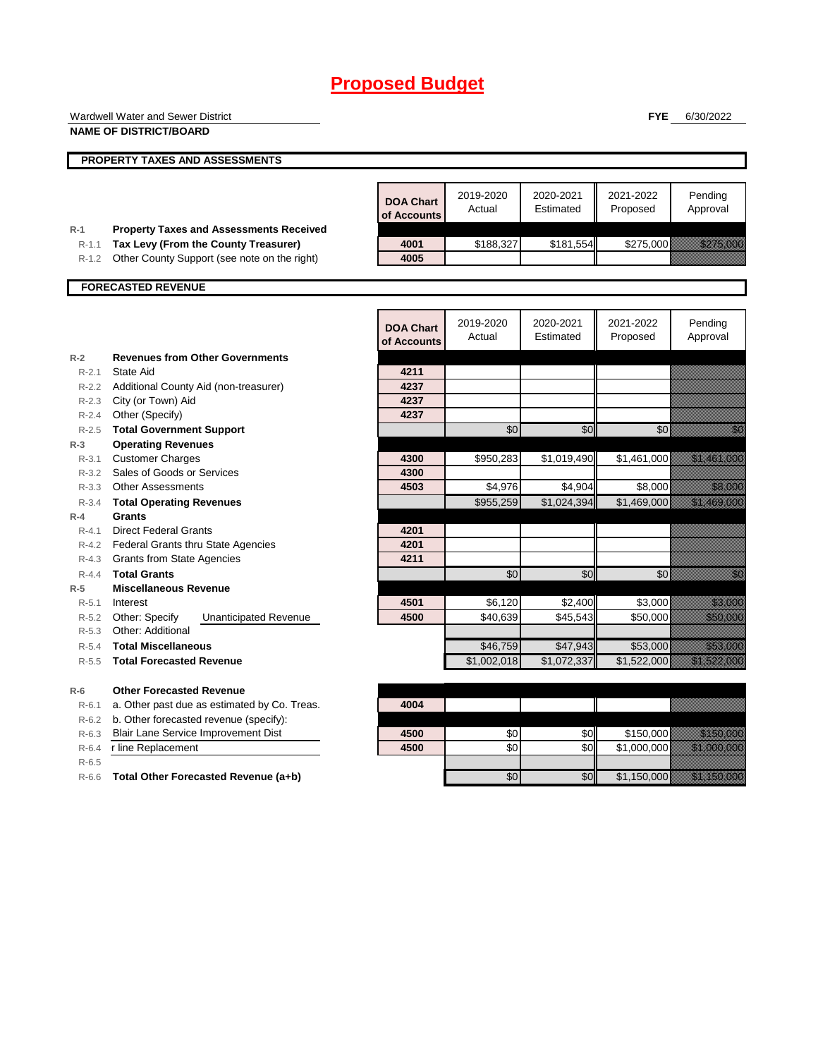# Proposed Budget

Wardwell Water and Sewer District
**NAME OF DISTRICT/BOARD**

**FYE** 6/30/2022

## PROPERTY TAXES AND ASSESSMENTS

| | | DOA Chart of Accounts | 2019-2020 Actual | 2020-2021 Estimated | 2021-2022 Proposed | Pending Approval |
|---|---|---|---|---|---|---|
| **R-1** | **Property Taxes and Assessments Received** | | | | | |
| R-1.1 | **Tax Levy (From the County Treasurer)** | 4001 | $188,327 | $181,554 | $275,000 | $275,000 |
| R-1.2 | Other County Support (see note on the right) | 4005 | | | | |

## FORECASTED REVENUE

| | | DOA Chart of Accounts | 2019-2020 Actual | 2020-2021 Estimated | 2021-2022 Proposed | Pending Approval |
|---|---|---|---|---|---|---|
| **R-2** | **Revenues from Other Governments** | | | | | |
| R-2.1 | State Aid | 4211 | | | | |
| R-2.2 | Additional County Aid (non-treasurer) | 4237 | | | | |
| R-2.3 | City (or Town) Aid | 4237 | | | | |
| R-2.4 | Other (Specify) | 4237 | | | | |
| R-2.5 | **Total Government Support** | | $0 | $0 | $0 | $0 |
| **R-3** | **Operating Revenues** | | | | | |
| R-3.1 | Customer Charges | 4300 | $950,283 | $1,019,490 | $1,461,000 | $1,461,000 |
| R-3.2 | Sales of Goods or Services | 4300 | | | | |
| R-3.3 | Other Assessments | 4503 | $4,976 | $4,904 | $8,000 | $8,000 |
| R-3.4 | **Total Operating Revenues** | | $955,259 | $1,024,394 | $1,469,000 | $1,469,000 |
| **R-4** | **Grants** | | | | | |
| R-4.1 | Direct Federal Grants | 4201 | | | | |
| R-4.2 | Federal Grants thru State Agencies | 4201 | | | | |
| R-4.3 | Grants from State Agencies | 4211 | | | | |
| R-4.4 | **Total Grants** | | $0 | $0 | $0 | $0 |
| **R-5** | **Miscellaneous Revenue** | | | | | |
| R-5.1 | Interest | 4501 | $6,120 | $2,400 | $3,000 | $3,000 |
| R-5.2 | Other: Specify Unanticipated Revenue | 4500 | $40,639 | $45,543 | $50,000 | $50,000 |
| R-5.3 | Other: Additional | | | | | |
| R-5.4 | **Total Miscellaneous** | | $46,759 | $47,943 | $53,000 | $53,000 |
| R-5.5 | **Total Forecasted Revenue** | | $1,002,018 | $1,072,337 | $1,522,000 | $1,522,000 |
| **R-6** | **Other Forecasted Revenue** | | | | | |
| R-6.1 | a. Other past due as estimated by Co. Treas. | 4004 | | | | |
| R-6.2 | b. Other forecasted revenue (specify): | | | | | |
| R-6.3 | Blair Lane Service Improvement Dist | 4500 | $0 | $0 | $150,000 | $150,000 |
| R-6.4 | r line Replacement | 4500 | $0 | $0 | $1,000,000 | $1,000,000 |
| R-6.5 | | | | | | |
| R-6.6 | **Total Other Forecasted Revenue (a+b)** | | $0 | $0 | $1,150,000 | $1,150,000 |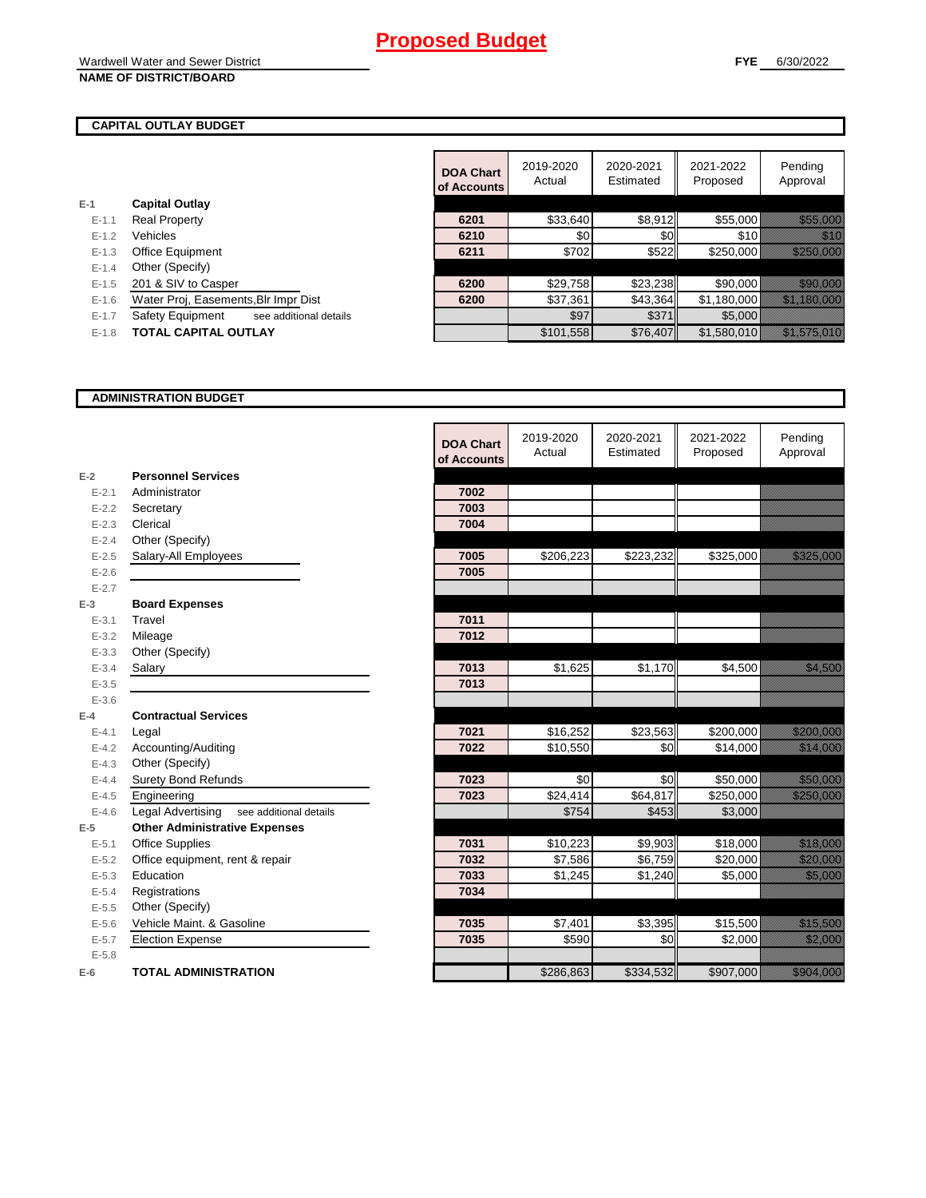# Proposed Budget

Wardwell Water and Sewer District
**NAME OF DISTRICT/BOARD**

**FYE** 6/30/2022

## CAPITAL OUTLAY BUDGET

| | | DOA Chart of Accounts | 2019-2020 Actual | 2020-2021 Estimated | 2021-2022 Proposed | Pending Approval |
|---|---|---|---|---|---|---|
| **E-1** | **Capital Outlay** | | | | | |
| E-1.1 | Real Property | 6201 | $33,640 | $8,912 | $55,000 | $55,000 |
| E-1.2 | Vehicles | 6210 | $0 | $0 | $10 | $10 |
| E-1.3 | Office Equipment | 6211 | $702 | $522 | $250,000 | $250,000 |
| E-1.4 | Other (Specify) | | | | | |
| E-1.5 | 201 & SIV to Casper | 6200 | $29,758 | $23,238 | $90,000 | $90,000 |
| E-1.6 | Water Proj, Easements,Blr Impr Dist | 6200 | $37,361 | $43,364 | $1,180,000 | $1,180,000 |
| E-1.7 | Safety Equipment see additional details | | $97 | $371 | $5,000 | |
| E-1.8 | **TOTAL CAPITAL OUTLAY** | | $101,558 | $76,407 | $1,580,010 | $1,575,010 |

## ADMINISTRATION BUDGET

| | | DOA Chart of Accounts | 2019-2020 Actual | 2020-2021 Estimated | 2021-2022 Proposed | Pending Approval |
|---|---|---|---|---|---|---|
| **E-2** | **Personnel Services** | | | | | |
| E-2.1 | Administrator | 7002 | | | | |
| E-2.2 | Secretary | 7003 | | | | |
| E-2.3 | Clerical | 7004 | | | | |
| E-2.4 | Other (Specify) | | | | | |
| E-2.5 | Salary-All Employees | 7005 | $206,223 | $223,232 | $325,000 | $325,000 |
| E-2.6 | | 7005 | | | | |
| E-2.7 | | | | | | |
| **E-3** | **Board Expenses** | | | | | |
| E-3.1 | Travel | 7011 | | | | |
| E-3.2 | Mileage | 7012 | | | | |
| E-3.3 | Other (Specify) | | | | | |
| E-3.4 | Salary | 7013 | $1,625 | $1,170 | $4,500 | $4,500 |
| E-3.5 | | 7013 | | | | |
| E-3.6 | | | | | | |
| **E-4** | **Contractual Services** | | | | | |
| E-4.1 | Legal | 7021 | $16,252 | $23,563 | $200,000 | $200,000 |
| E-4.2 | Accounting/Auditing | 7022 | $10,550 | $0 | $14,000 | $14,000 |
| E-4.3 | Other (Specify) | | | | | |
| E-4.4 | Surety Bond Refunds | 7023 | $0 | $0 | $50,000 | $50,000 |
| E-4.5 | Engineering | 7023 | $24,414 | $64,817 | $250,000 | $250,000 |
| E-4.6 | Legal Advertising see additional details | | $754 | $453 | $3,000 | |
| **E-5** | **Other Administrative Expenses** | | | | | |
| E-5.1 | Office Supplies | 7031 | $10,223 | $9,903 | $18,000 | $18,000 |
| E-5.2 | Office equipment, rent & repair | 7032 | $7,586 | $6,759 | $20,000 | $20,000 |
| E-5.3 | Education | 7033 | $1,245 | $1,240 | $5,000 | $5,000 |
| E-5.4 | Registrations | 7034 | | | | |
| E-5.5 | Other (Specify) | | | | | |
| E-5.6 | Vehicle Maint. & Gasoline | 7035 | $7,401 | $3,395 | $15,500 | $15,500 |
| E-5.7 | Election Expense | 7035 | $590 | $0 | $2,000 | $2,000 |
| E-5.8 | | | | | | |
| **E-6** | **TOTAL ADMINISTRATION** | | $286,863 | $334,532 | $907,000 | $904,000 |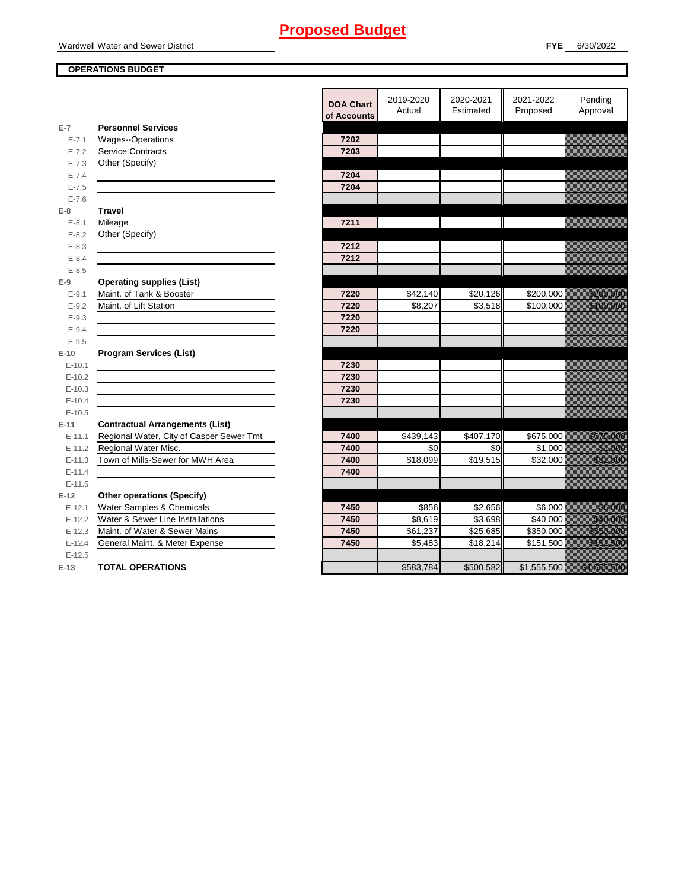# Proposed Budget

Wardwell Water and Sewer District

**FYE** 6/30/2022

**OPERATIONS BUDGET**

| | | DOA Chart of Accounts | 2019-2020 Actual | 2020-2021 Estimated | 2021-2022 Proposed | Pending Approval |
|---|---|---|---|---|---|---|
| **E-7** | **Personnel Services** | | | | | |
| E-7.1 | Wages--Operations | 7202 | | | | |
| E-7.2 | Service Contracts | 7203 | | | | |
| E-7.3 | Other (Specify) | | | | | |
| E-7.4 | | 7204 | | | | |
| E-7.5 | | 7204 | | | | |
| E-7.6 | | | | | | |
| **E-8** | **Travel** | | | | | |
| E-8.1 | Mileage | 7211 | | | | |
| E-8.2 | Other (Specify) | | | | | |
| E-8.3 | | 7212 | | | | |
| E-8.4 | | 7212 | | | | |
| E-8.5 | | | | | | |
| **E-9** | **Operating supplies (List)** | | | | | |
| E-9.1 | Maint. of Tank & Booster | 7220 | $42,140 | $20,126 | $200,000 | $200,000 |
| E-9.2 | Maint. of Lift Station | 7220 | $8,207 | $3,518 | $100,000 | $100,000 |
| E-9.3 | | 7220 | | | | |
| E-9.4 | | 7220 | | | | |
| E-9.5 | | | | | | |
| **E-10** | **Program Services (List)** | | | | | |
| E-10.1 | | 7230 | | | | |
| E-10.2 | | 7230 | | | | |
| E-10.3 | | 7230 | | | | |
| E-10.4 | | 7230 | | | | |
| E-10.5 | | | | | | |
| **E-11** | **Contractual Arrangements (List)** | | | | | |
| E-11.1 | Regional Water, City of Casper Sewer Tmt | 7400 | $439,143 | $407,170 | $675,000 | $675,000 |
| E-11.2 | Regional Water Misc. | 7400 | $0 | $0 | $1,000 | $1,000 |
| E-11.3 | Town of Mills-Sewer for MWH Area | 7400 | $18,099 | $19,515 | $32,000 | $32,000 |
| E-11.4 | | 7400 | | | | |
| E-11.5 | | | | | | |
| **E-12** | **Other operations (Specify)** | | | | | |
| E-12.1 | Water Samples & Chemicals | 7450 | $856 | $2,656 | $6,000 | $6,000 |
| E-12.2 | Water & Sewer Line Installations | 7450 | $8,619 | $3,698 | $40,000 | $40,000 |
| E-12.3 | Maint. of Water & Sewer Mains | 7450 | $61,237 | $25,685 | $350,000 | $350,000 |
| E-12.4 | General Maint. & Meter Expense | 7450 | $5,483 | $18,214 | $151,500 | $151,500 |
| E-12.5 | | | | | | |
| **E-13** | **TOTAL OPERATIONS** | | $583,784 | $500,582 | $1,555,500 | $1,555,500 |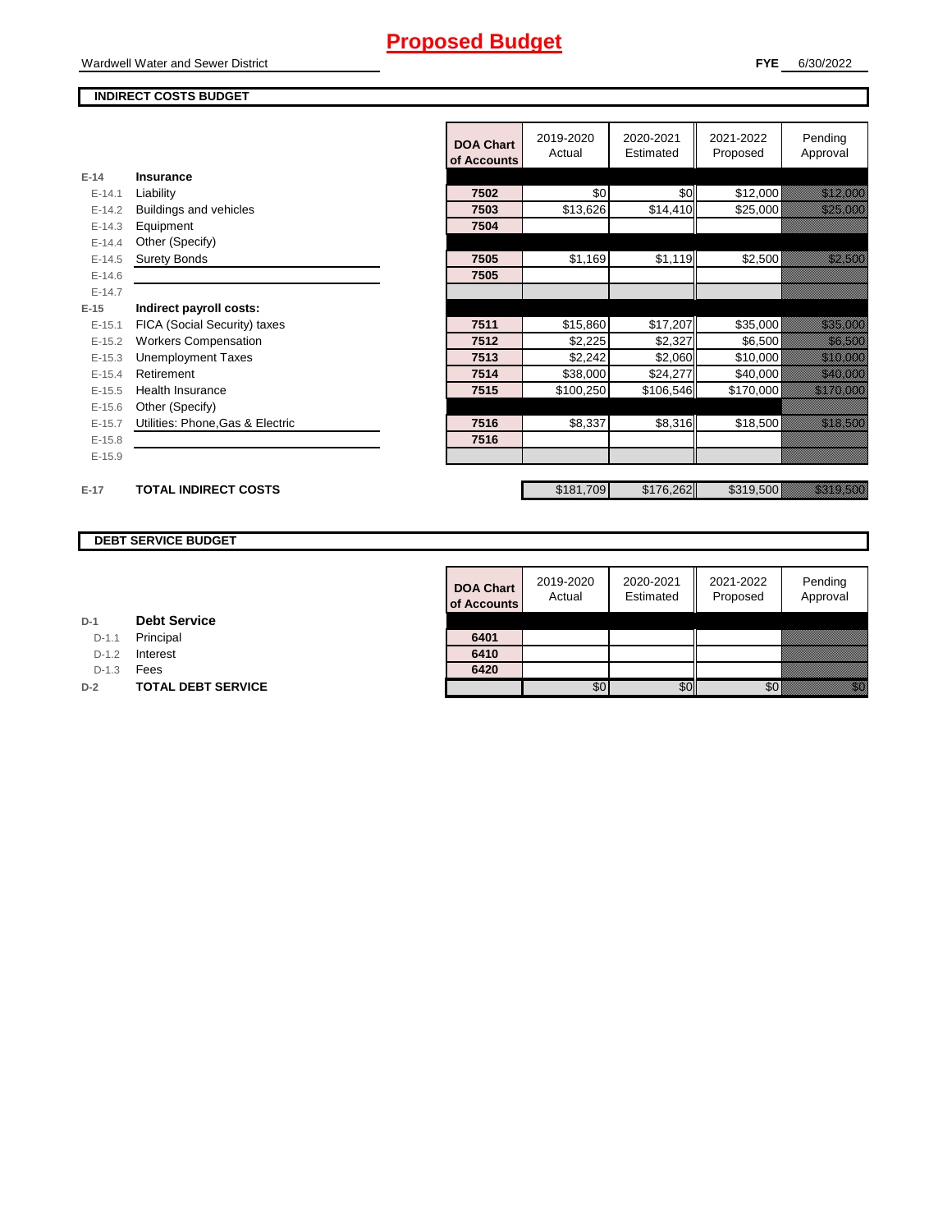# Proposed Budget

Wardwell Water and Sewer District

**FYE** 6/30/2022

## INDIRECT COSTS BUDGET

| | | DOA Chart of Accounts | 2019-2020 Actual | 2020-2021 Estimated | 2021-2022 Proposed | Pending Approval |
|---|---|---|---|---|---|---|
| E-14 | **Insurance** | | | | | |
| E-14.1 | Liability | 7502 | $0 | $0 | $12,000 | $12,000 |
| E-14.2 | Buildings and vehicles | 7503 | $13,626 | $14,410 | $25,000 | $25,000 |
| E-14.3 | Equipment | 7504 | | | | |
| E-14.4 | Other (Specify) | | | | | |
| E-14.5 | Surety Bonds | 7505 | $1,169 | $1,119 | $2,500 | $2,500 |
| E-14.6 | | 7505 | | | | |
| E-14.7 | | | | | | |
| E-15 | **Indirect payroll costs:** | | | | | |
| E-15.1 | FICA (Social Security) taxes | 7511 | $15,860 | $17,207 | $35,000 | $35,000 |
| E-15.2 | Workers Compensation | 7512 | $2,225 | $2,327 | $6,500 | $6,500 |
| E-15.3 | Unemployment Taxes | 7513 | $2,242 | $2,060 | $10,000 | $10,000 |
| E-15.4 | Retirement | 7514 | $38,000 | $24,277 | $40,000 | $40,000 |
| E-15.5 | Health Insurance | 7515 | $100,250 | $106,546 | $170,000 | $170,000 |
| E-15.6 | Other (Specify) | | | | | |
| E-15.7 | Utilities: Phone,Gas & Electric | 7516 | $8,337 | $8,316 | $18,500 | $18,500 |
| E-15.8 | | 7516 | | | | |
| E-15.9 | | | | | | |
| E-17 | **TOTAL INDIRECT COSTS** | | $181,709 | $176,262 | $319,500 | $319,500 |

## DEBT SERVICE BUDGET

| | | DOA Chart of Accounts | 2019-2020 Actual | 2020-2021 Estimated | 2021-2022 Proposed | Pending Approval |
|---|---|---|---|---|---|---|
| D-1 | **Debt Service** | | | | | |
| D-1.1 | Principal | 6401 | | | | |
| D-1.2 | Interest | 6410 | | | | |
| D-1.3 | Fees | 6420 | | | | |
| D-2 | **TOTAL DEBT SERVICE** | | $0 | $0 | $0 | $0 |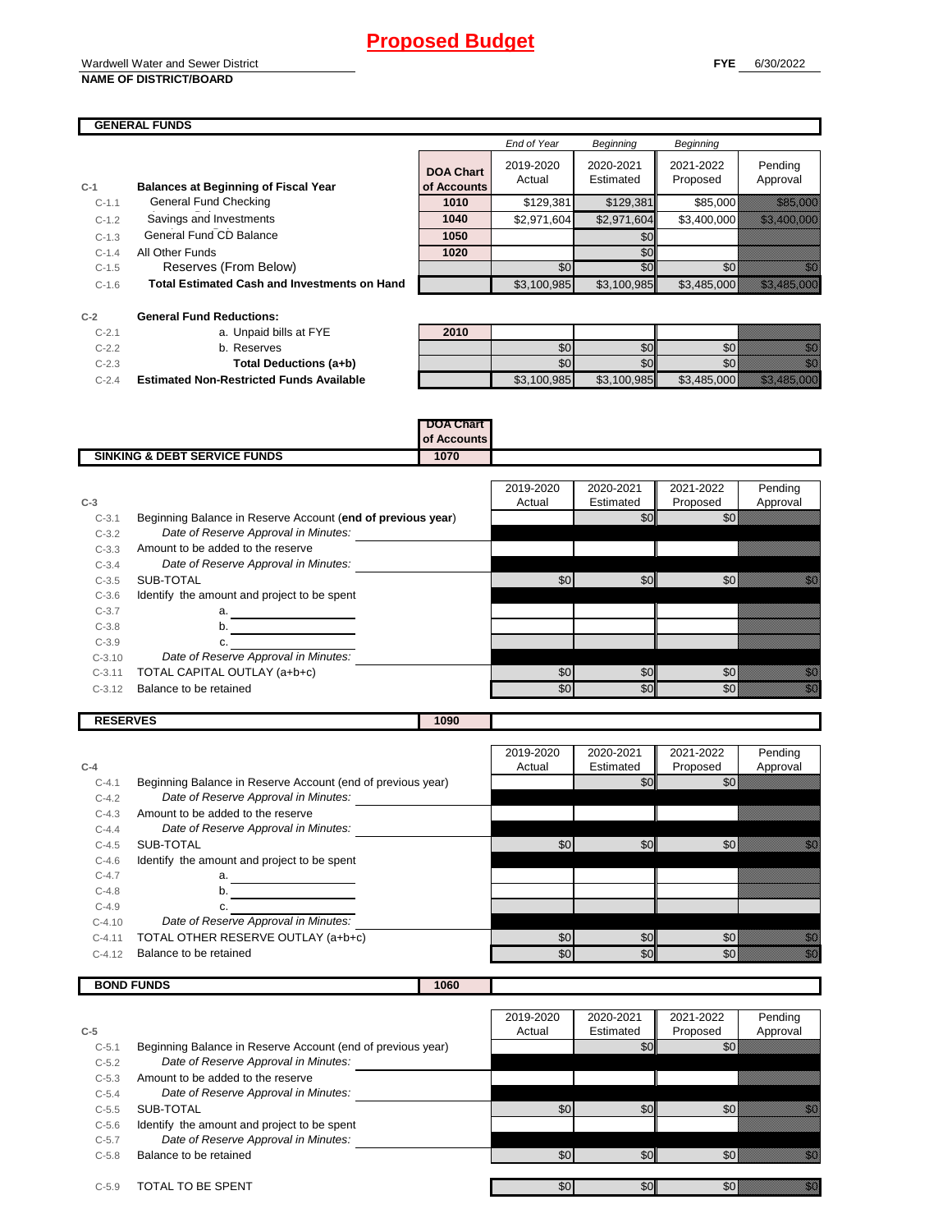# Proposed Budget

Wardwell Water and Sewer District

**NAME OF DISTRICT/BOARD**

**FYE** 6/30/2022

## GENERAL FUNDS

| | | DOA Chart of Accounts | End of Year 2019-2020 Actual | Beginning 2020-2021 Estimated | Beginning 2021-2022 Proposed | Pending Approval |
|---|---|---|---|---|---|---|
| **C-1** | **Balances at Beginning of Fiscal Year** | | | | | |
| C-1.1 | General Fund Checking | **1010** | $129,381 | $129,381 | $85,000 | $85,000 |
| C-1.2 | Savings and Investments | **1040** | $2,971,604 | $2,971,604 | $3,400,000 | $3,400,000 |
| C-1.3 | General Fund CD Balance | **1050** | | $0 | | |
| C-1.4 | All Other Funds | **1020** | | $0 | | |
| C-1.5 | Reserves (From Below) | | $0 | $0 | $0 | $0 |
| C-1.6 | **Total Estimated Cash and Investments on Hand** | | $3,100,985 | $3,100,985 | $3,485,000 | $3,485,000 |
| **C-2** | **General Fund Reductions:** | | | | | |
| C-2.1 | a. Unpaid bills at FYE | **2010** | | | | |
| C-2.2 | b. Reserves | | $0 | $0 | $0 | $0 |
| C-2.3 | **Total Deductions (a+b)** | | $0 | $0 | $0 | $0 |
| C-2.4 | **Estimated Non-Restricted Funds Available** | | $3,100,985 | $3,100,985 | $3,485,000 | $3,485,000 |

## SINKING & DEBT SERVICE FUNDS — DOA Chart of Accounts 1070

| **C-3** | | 2019-2020 Actual | 2020-2021 Estimated | 2021-2022 Proposed | Pending Approval |
|---|---|---|---|---|---|
| C-3.1 | Beginning Balance in Reserve Account (**end of previous year**) | | $0 | $0 | |
| C-3.2 | *Date of Reserve Approval in Minutes:* | | | | |
| C-3.3 | Amount to be added to the reserve | | | | |
| C-3.4 | *Date of Reserve Approval in Minutes:* | | | | |
| C-3.5 | SUB-TOTAL | $0 | $0 | $0 | $0 |
| C-3.6 | Identify the amount and project to be spent | | | | |
| C-3.7 | a. | | | | |
| C-3.8 | b. | | | | |
| C-3.9 | c. | | | | |
| C-3.10 | *Date of Reserve Approval in Minutes:* | | | | |
| C-3.11 | TOTAL CAPITAL OUTLAY (a+b+c) | $0 | $0 | $0 | $0 |
| C-3.12 | Balance to be retained | $0 | $0 | $0 | $0 |

## RESERVES — 1090

| **C-4** | | 2019-2020 Actual | 2020-2021 Estimated | 2021-2022 Proposed | Pending Approval |
|---|---|---|---|---|---|
| C-4.1 | Beginning Balance in Reserve Account (end of previous year) | | $0 | $0 | |
| C-4.2 | *Date of Reserve Approval in Minutes:* | | | | |
| C-4.3 | Amount to be added to the reserve | | | | |
| C-4.4 | *Date of Reserve Approval in Minutes:* | | | | |
| C-4.5 | SUB-TOTAL | $0 | $0 | $0 | $0 |
| C-4.6 | Identify the amount and project to be spent | | | | |
| C-4.7 | a. | | | | |
| C-4.8 | b. | | | | |
| C-4.9 | c. | | | | |
| C-4.10 | *Date of Reserve Approval in Minutes:* | | | | |
| C-4.11 | TOTAL OTHER RESERVE OUTLAY (a+b+c) | $0 | $0 | $0 | $0 |
| C-4.12 | Balance to be retained | $0 | $0 | $0 | $0 |

## BOND FUNDS — 1060

| **C-5** | | 2019-2020 Actual | 2020-2021 Estimated | 2021-2022 Proposed | Pending Approval |
|---|---|---|---|---|---|
| C-5.1 | Beginning Balance in Reserve Account (end of previous year) | | $0 | $0 | |
| C-5.2 | *Date of Reserve Approval in Minutes:* | | | | |
| C-5.3 | Amount to be added to the reserve | | | | |
| C-5.4 | *Date of Reserve Approval in Minutes:* | | | | |
| C-5.5 | SUB-TOTAL | $0 | $0 | $0 | $0 |
| C-5.6 | Identify the amount and project to be spent | | | | |
| C-5.7 | *Date of Reserve Approval in Minutes:* | | | | |
| C-5.8 | Balance to be retained | $0 | $0 | $0 | $0 |
| C-5.9 | TOTAL TO BE SPENT | $0 | $0 | $0 | $0 |